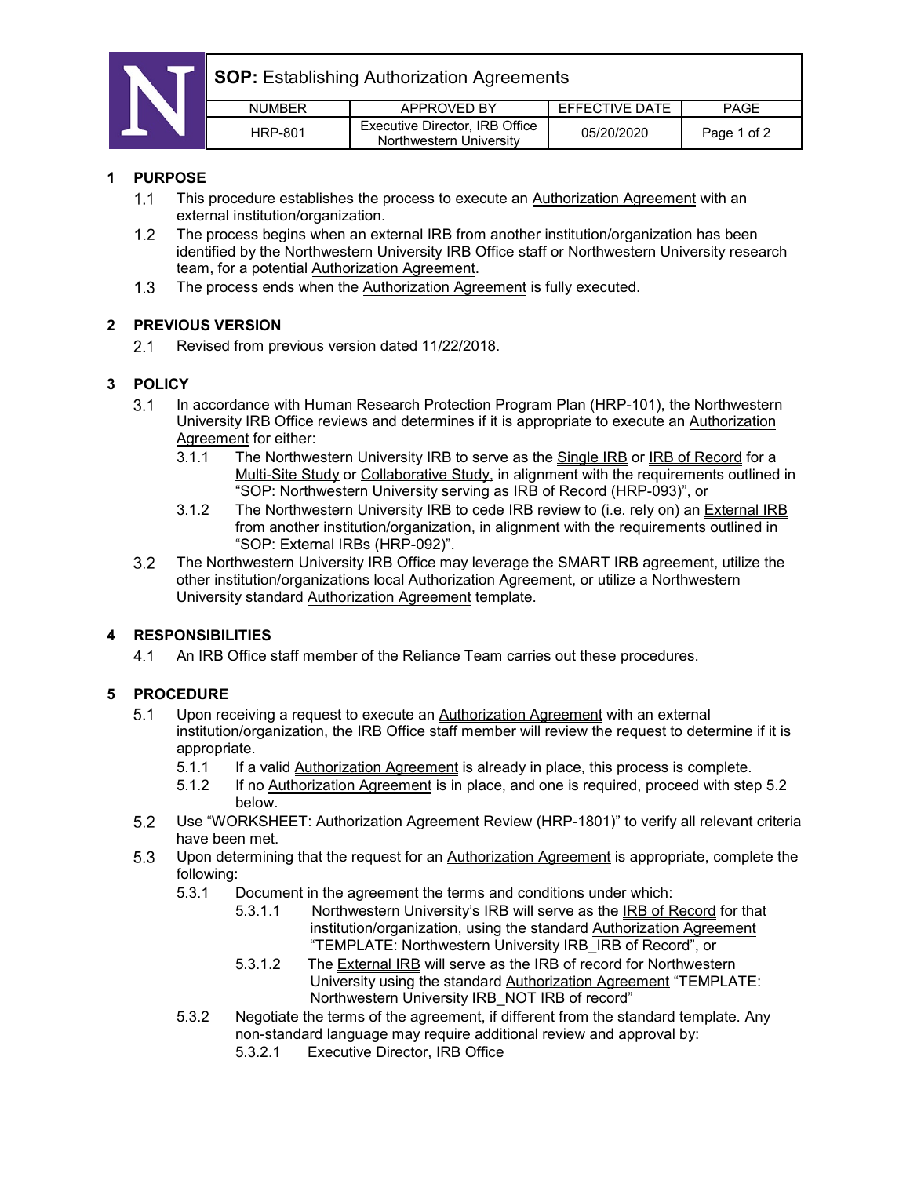**SOP:** Establishing Authorization Agreements

| NUMBER | APPROVED BY | EFFECTIVE DATE | PAGE |
|---|---|---|---|
| HRP-801 | Executive Director, IRB Office Northwestern University | 05/20/2020 | Page 1 of 2 |

## 1 PURPOSE

1.1 This procedure establishes the process to execute an Authorization Agreement with an external institution/organization.

1.2 The process begins when an external IRB from another institution/organization has been identified by the Northwestern University IRB Office staff or Northwestern University research team, for a potential Authorization Agreement.

1.3 The process ends when the Authorization Agreement is fully executed.

## 2 PREVIOUS VERSION

2.1 Revised from previous version dated 11/22/2018.

## 3 POLICY

3.1 In accordance with Human Research Protection Program Plan (HRP-101), the Northwestern University IRB Office reviews and determines if it is appropriate to execute an Authorization Agreement for either:

- 3.1.1 The Northwestern University IRB to serve as the Single IRB or IRB of Record for a Multi-Site Study or Collaborative Study, in alignment with the requirements outlined in "SOP: Northwestern University serving as IRB of Record (HRP-093)", or
- 3.1.2 The Northwestern University IRB to cede IRB review to (i.e. rely on) an External IRB from another institution/organization, in alignment with the requirements outlined in "SOP: External IRBs (HRP-092)".

3.2 The Northwestern University IRB Office may leverage the SMART IRB agreement, utilize the other institution/organizations local Authorization Agreement, or utilize a Northwestern University standard Authorization Agreement template.

## 4 RESPONSIBILITIES

4.1 An IRB Office staff member of the Reliance Team carries out these procedures.

## 5 PROCEDURE

5.1 Upon receiving a request to execute an Authorization Agreement with an external institution/organization, the IRB Office staff member will review the request to determine if it is appropriate.

- 5.1.1 If a valid Authorization Agreement is already in place, this process is complete.
- 5.1.2 If no Authorization Agreement is in place, and one is required, proceed with step 5.2 below.

5.2 Use "WORKSHEET: Authorization Agreement Review (HRP-1801)" to verify all relevant criteria have been met.

5.3 Upon determining that the request for an Authorization Agreement is appropriate, complete the following:

- 5.3.1 Document in the agreement the terms and conditions under which:
  - 5.3.1.1 Northwestern University's IRB will serve as the IRB of Record for that institution/organization, using the standard Authorization Agreement "TEMPLATE: Northwestern University IRB_IRB of Record", or
  - 5.3.1.2 The External IRB will serve as the IRB of record for Northwestern University using the standard Authorization Agreement "TEMPLATE: Northwestern University IRB_NOT IRB of record"
- 5.3.2 Negotiate the terms of the agreement, if different from the standard template. Any non-standard language may require additional review and approval by:
  - 5.3.2.1 Executive Director, IRB Office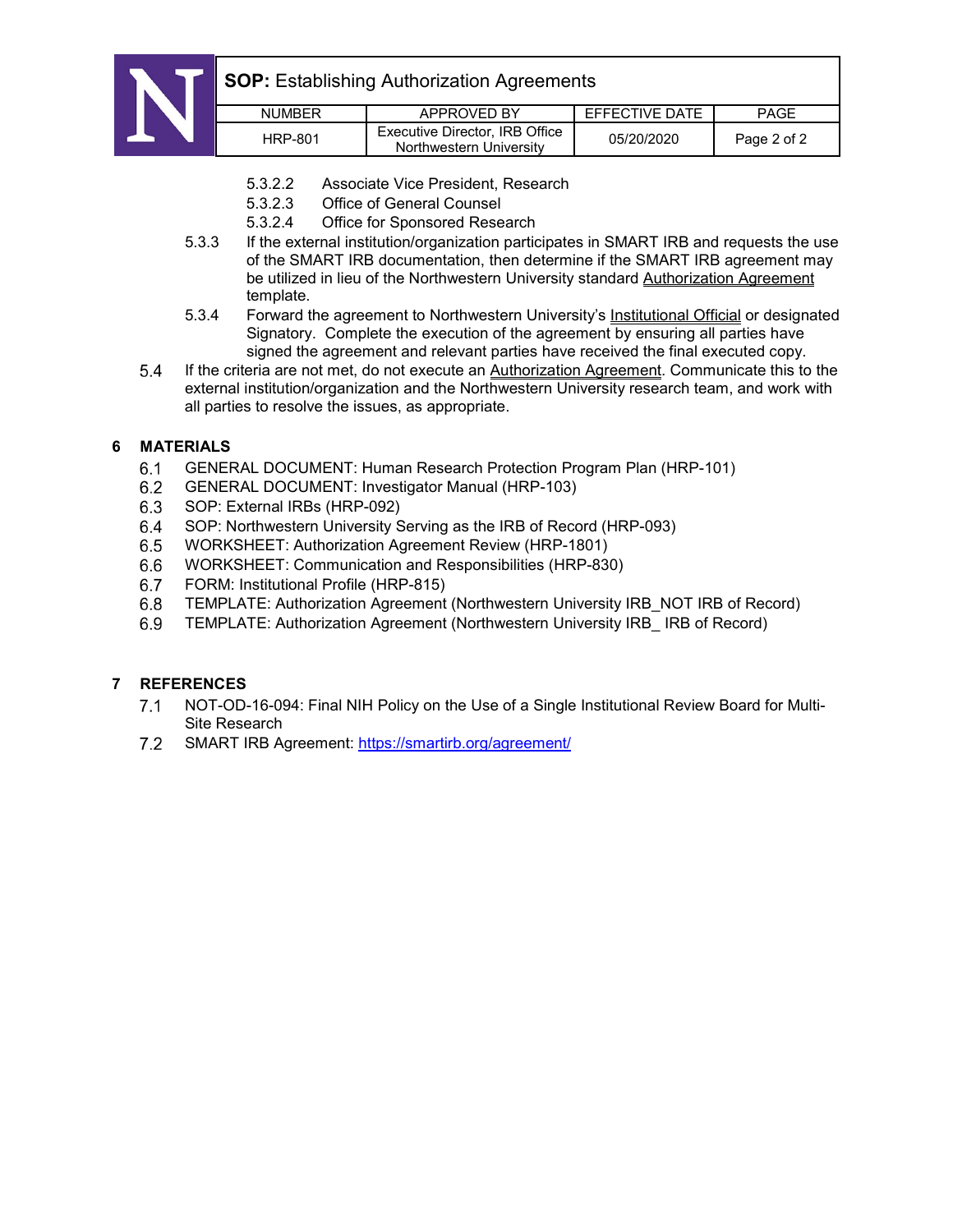5.3.2.2 Associate Vice President, Research

5.3.2.3 Office of General Counsel

5.3.2.4 Office for Sponsored Research

5.3.3 If the external institution/organization participates in SMART IRB and requests the use of the SMART IRB documentation, then determine if the SMART IRB agreement may be utilized in lieu of the Northwestern University standard Authorization Agreement template.

5.3.4 Forward the agreement to Northwestern University's Institutional Official or designated Signatory. Complete the execution of the agreement by ensuring all parties have signed the agreement and relevant parties have received the final executed copy.

5.4 If the criteria are not met, do not execute an Authorization Agreement. Communicate this to the external institution/organization and the Northwestern University research team, and work with all parties to resolve the issues, as appropriate.

## 6 MATERIALS

6.1 GENERAL DOCUMENT: Human Research Protection Program Plan (HRP-101)

6.2 GENERAL DOCUMENT: Investigator Manual (HRP-103)

6.3 SOP: External IRBs (HRP-092)

6.4 SOP: Northwestern University Serving as the IRB of Record (HRP-093)

6.5 WORKSHEET: Authorization Agreement Review (HRP-1801)

6.6 WORKSHEET: Communication and Responsibilities (HRP-830)

6.7 FORM: Institutional Profile (HRP-815)

6.8 TEMPLATE: Authorization Agreement (Northwestern University IRB_NOT IRB of Record)

6.9 TEMPLATE: Authorization Agreement (Northwestern University IRB_ IRB of Record)

## 7 REFERENCES

7.1 NOT-OD-16-094: Final NIH Policy on the Use of a Single Institutional Review Board for Multi-Site Research

7.2 SMART IRB Agreement: https://smartirb.org/agreement/